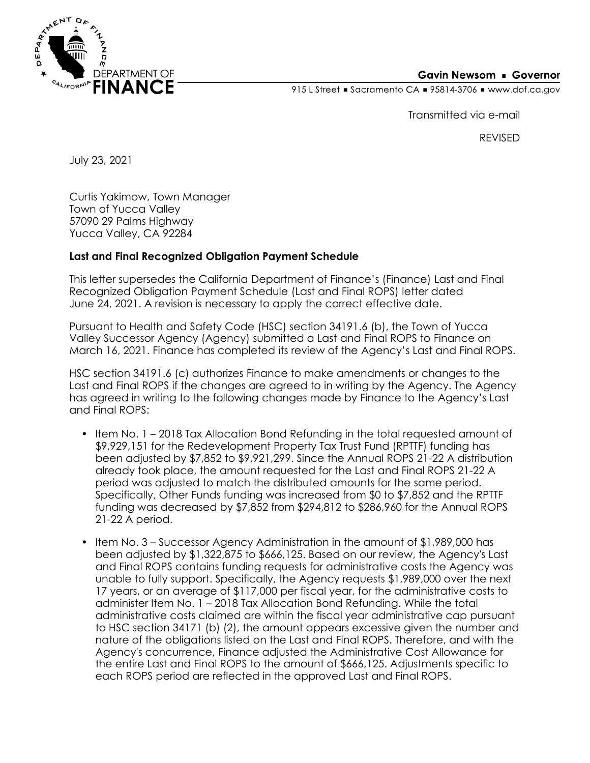DEPARTMENT OF FINANCE

**Gavin Newsom ▪ Governor**

915 L Street ▪ Sacramento CA ▪ 95814-3706 ▪ www.dof.ca.gov

Transmitted via e-mail

REVISED

July 23, 2021

Curtis Yakimow, Town Manager
Town of Yucca Valley
57090 29 Palms Highway
Yucca Valley, CA 92284

**Last and Final Recognized Obligation Payment Schedule**

This letter supersedes the California Department of Finance's (Finance) Last and Final Recognized Obligation Payment Schedule (Last and Final ROPS) letter dated June 24, 2021. A revision is necessary to apply the correct effective date.

Pursuant to Health and Safety Code (HSC) section 34191.6 (b), the Town of Yucca Valley Successor Agency (Agency) submitted a Last and Final ROPS to Finance on March 16, 2021. Finance has completed its review of the Agency's Last and Final ROPS.

HSC section 34191.6 (c) authorizes Finance to make amendments or changes to the Last and Final ROPS if the changes are agreed to in writing by the Agency. The Agency has agreed in writing to the following changes made by Finance to the Agency's Last and Final ROPS:

- Item No. 1 – 2018 Tax Allocation Bond Refunding in the total requested amount of $9,929,151 for the Redevelopment Property Tax Trust Fund (RPTTF) funding has been adjusted by $7,852 to $9,921,299. Since the Annual ROPS 21-22 A distribution already took place, the amount requested for the Last and Final ROPS 21-22 A period was adjusted to match the distributed amounts for the same period. Specifically, Other Funds funding was increased from $0 to $7,852 and the RPTTF funding was decreased by $7,852 from $294,812 to $286,960 for the Annual ROPS 21-22 A period.
- Item No. 3 – Successor Agency Administration in the amount of $1,989,000 has been adjusted by $1,322,875 to $666,125. Based on our review, the Agency's Last and Final ROPS contains funding requests for administrative costs the Agency was unable to fully support. Specifically, the Agency requests $1,989,000 over the next 17 years, or an average of $117,000 per fiscal year, for the administrative costs to administer Item No. 1 – 2018 Tax Allocation Bond Refunding. While the total administrative costs claimed are within the fiscal year administrative cap pursuant to HSC section 34171 (b) (2), the amount appears excessive given the number and nature of the obligations listed on the Last and Final ROPS. Therefore, and with the Agency's concurrence, Finance adjusted the Administrative Cost Allowance for the entire Last and Final ROPS to the amount of $666,125. Adjustments specific to each ROPS period are reflected in the approved Last and Final ROPS.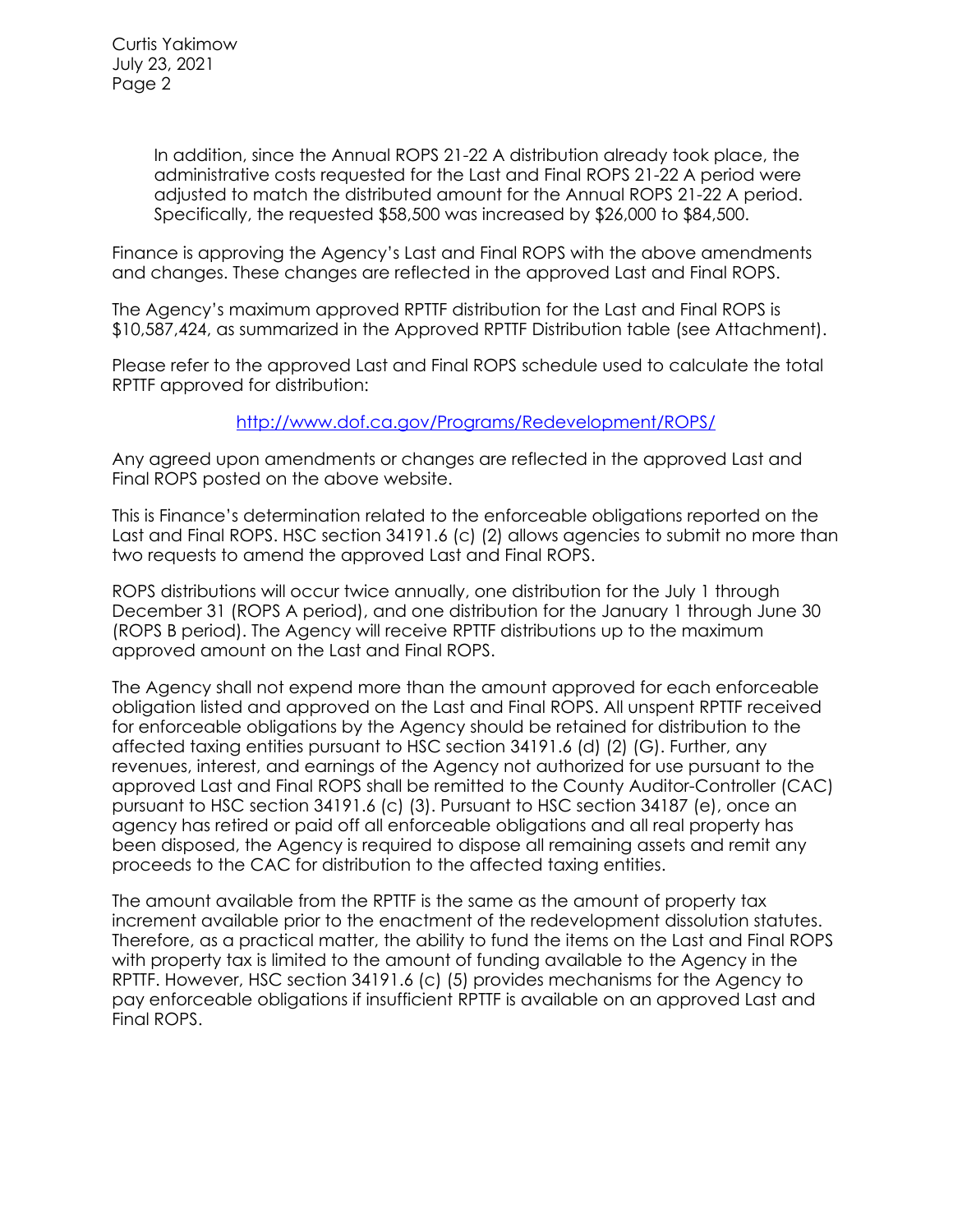In addition, since the Annual ROPS 21-22 A distribution already took place, the administrative costs requested for the Last and Final ROPS 21-22 A period were adjusted to match the distributed amount for the Annual ROPS 21-22 A period. Specifically, the requested $58,500 was increased by $26,000 to $84,500.

Finance is approving the Agency's Last and Final ROPS with the above amendments and changes. These changes are reflected in the approved Last and Final ROPS.

The Agency's maximum approved RPTTF distribution for the Last and Final ROPS is $10,587,424, as summarized in the Approved RPTTF Distribution table (see Attachment).

Please refer to the approved Last and Final ROPS schedule used to calculate the total RPTTF approved for distribution:

http://www.dof.ca.gov/Programs/Redevelopment/ROPS/

Any agreed upon amendments or changes are reflected in the approved Last and Final ROPS posted on the above website.

This is Finance's determination related to the enforceable obligations reported on the Last and Final ROPS. HSC section 34191.6 (c) (2) allows agencies to submit no more than two requests to amend the approved Last and Final ROPS.

ROPS distributions will occur twice annually, one distribution for the July 1 through December 31 (ROPS A period), and one distribution for the January 1 through June 30 (ROPS B period). The Agency will receive RPTTF distributions up to the maximum approved amount on the Last and Final ROPS.

The Agency shall not expend more than the amount approved for each enforceable obligation listed and approved on the Last and Final ROPS. All unspent RPTTF received for enforceable obligations by the Agency should be retained for distribution to the affected taxing entities pursuant to HSC section 34191.6 (d) (2) (G). Further, any revenues, interest, and earnings of the Agency not authorized for use pursuant to the approved Last and Final ROPS shall be remitted to the County Auditor-Controller (CAC) pursuant to HSC section 34191.6 (c) (3). Pursuant to HSC section 34187 (e), once an agency has retired or paid off all enforceable obligations and all real property has been disposed, the Agency is required to dispose all remaining assets and remit any proceeds to the CAC for distribution to the affected taxing entities.

The amount available from the RPTTF is the same as the amount of property tax increment available prior to the enactment of the redevelopment dissolution statutes. Therefore, as a practical matter, the ability to fund the items on the Last and Final ROPS with property tax is limited to the amount of funding available to the Agency in the RPTTF. However, HSC section 34191.6 (c) (5) provides mechanisms for the Agency to pay enforceable obligations if insufficient RPTTF is available on an approved Last and Final ROPS.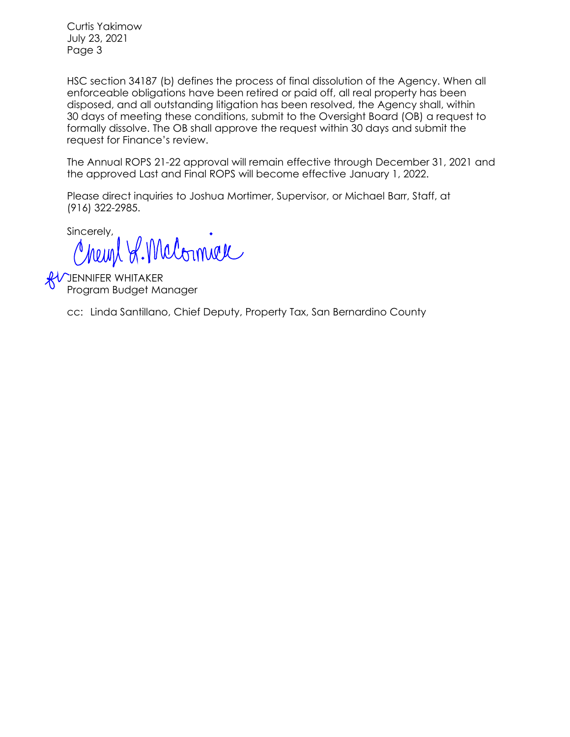HSC section 34187 (b) defines the process of final dissolution of the Agency. When all enforceable obligations have been retired or paid off, all real property has been disposed, and all outstanding litigation has been resolved, the Agency shall, within 30 days of meeting these conditions, submit to the Oversight Board (OB) a request to formally dissolve. The OB shall approve the request within 30 days and submit the request for Finance's review.

The Annual ROPS 21-22 approval will remain effective through December 31, 2021 and the approved Last and Final ROPS will become effective January 1, 2022.

Please direct inquiries to Joshua Mortimer, Supervisor, or Michael Barr, Staff, at (916) 322-2985.

Sincerely,

Cheryl L. McCormick

JENNIFER WHITAKER
Program Budget Manager

cc: Linda Santillano, Chief Deputy, Property Tax, San Bernardino County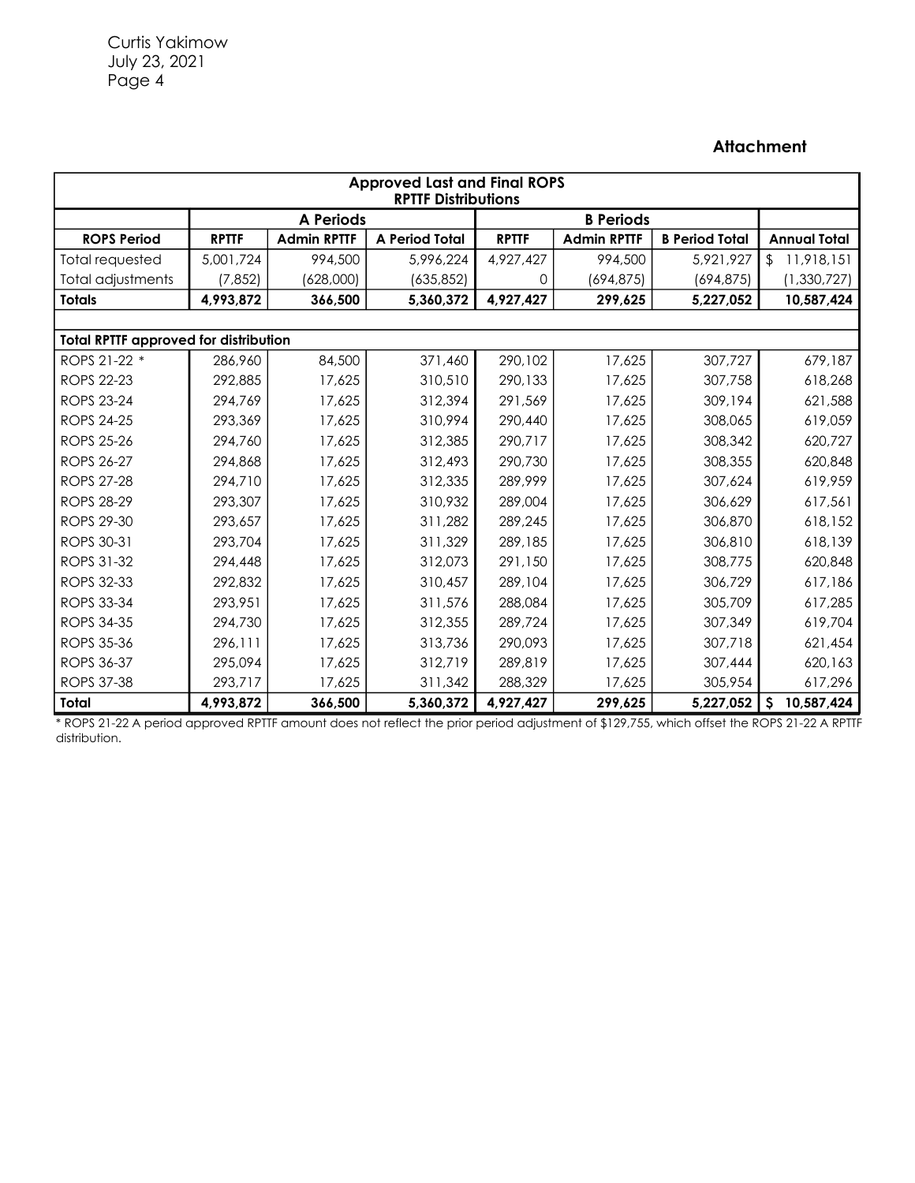Curtis Yakimow
July 23, 2021
Page 4

**Attachment**

| Approved Last and Final ROPS RPTTF Distributions | | | | | | | |
|---|---|---|---|---|---|---|---|
| | A Periods | | | B Periods | | | |
| **ROPS Period** | **RPTTF** | **Admin RPTTF** | **A Period Total** | **RPTTF** | **Admin RPTTF** | **B Period Total** | **Annual Total** |
| Total requested | 5,001,724 | 994,500 | 5,996,224 | 4,927,427 | 994,500 | 5,921,927 | $ 11,918,151 |
| Total adjustments | (7,852) | (628,000) | (635,852) | 0 | (694,875) | (694,875) | (1,330,727) |
| **Totals** | **4,993,872** | **366,500** | **5,360,372** | **4,927,427** | **299,625** | **5,227,052** | **10,587,424** |
| | | | | | | | |
| **Total RPTTF approved for distribution** | | | | | | | |
| ROPS 21-22 * | 286,960 | 84,500 | 371,460 | 290,102 | 17,625 | 307,727 | 679,187 |
| ROPS 22-23 | 292,885 | 17,625 | 310,510 | 290,133 | 17,625 | 307,758 | 618,268 |
| ROPS 23-24 | 294,769 | 17,625 | 312,394 | 291,569 | 17,625 | 309,194 | 621,588 |
| ROPS 24-25 | 293,369 | 17,625 | 310,994 | 290,440 | 17,625 | 308,065 | 619,059 |
| ROPS 25-26 | 294,760 | 17,625 | 312,385 | 290,717 | 17,625 | 308,342 | 620,727 |
| ROPS 26-27 | 294,868 | 17,625 | 312,493 | 290,730 | 17,625 | 308,355 | 620,848 |
| ROPS 27-28 | 294,710 | 17,625 | 312,335 | 289,999 | 17,625 | 307,624 | 619,959 |
| ROPS 28-29 | 293,307 | 17,625 | 310,932 | 289,004 | 17,625 | 306,629 | 617,561 |
| ROPS 29-30 | 293,657 | 17,625 | 311,282 | 289,245 | 17,625 | 306,870 | 618,152 |
| ROPS 30-31 | 293,704 | 17,625 | 311,329 | 289,185 | 17,625 | 306,810 | 618,139 |
| ROPS 31-32 | 294,448 | 17,625 | 312,073 | 291,150 | 17,625 | 308,775 | 620,848 |
| ROPS 32-33 | 292,832 | 17,625 | 310,457 | 289,104 | 17,625 | 306,729 | 617,186 |
| ROPS 33-34 | 293,951 | 17,625 | 311,576 | 288,084 | 17,625 | 305,709 | 617,285 |
| ROPS 34-35 | 294,730 | 17,625 | 312,355 | 289,724 | 17,625 | 307,349 | 619,704 |
| ROPS 35-36 | 296,111 | 17,625 | 313,736 | 290,093 | 17,625 | 307,718 | 621,454 |
| ROPS 36-37 | 295,094 | 17,625 | 312,719 | 289,819 | 17,625 | 307,444 | 620,163 |
| ROPS 37-38 | 293,717 | 17,625 | 311,342 | 288,329 | 17,625 | 305,954 | 617,296 |
| **Total** | **4,993,872** | **366,500** | **5,360,372** | **4,927,427** | **299,625** | **5,227,052** | **$ 10,587,424** |

* ROPS 21-22 A period approved RPTTF amount does not reflect the prior period adjustment of $129,755, which offset the ROPS 21-22 A RPTTF distribution.